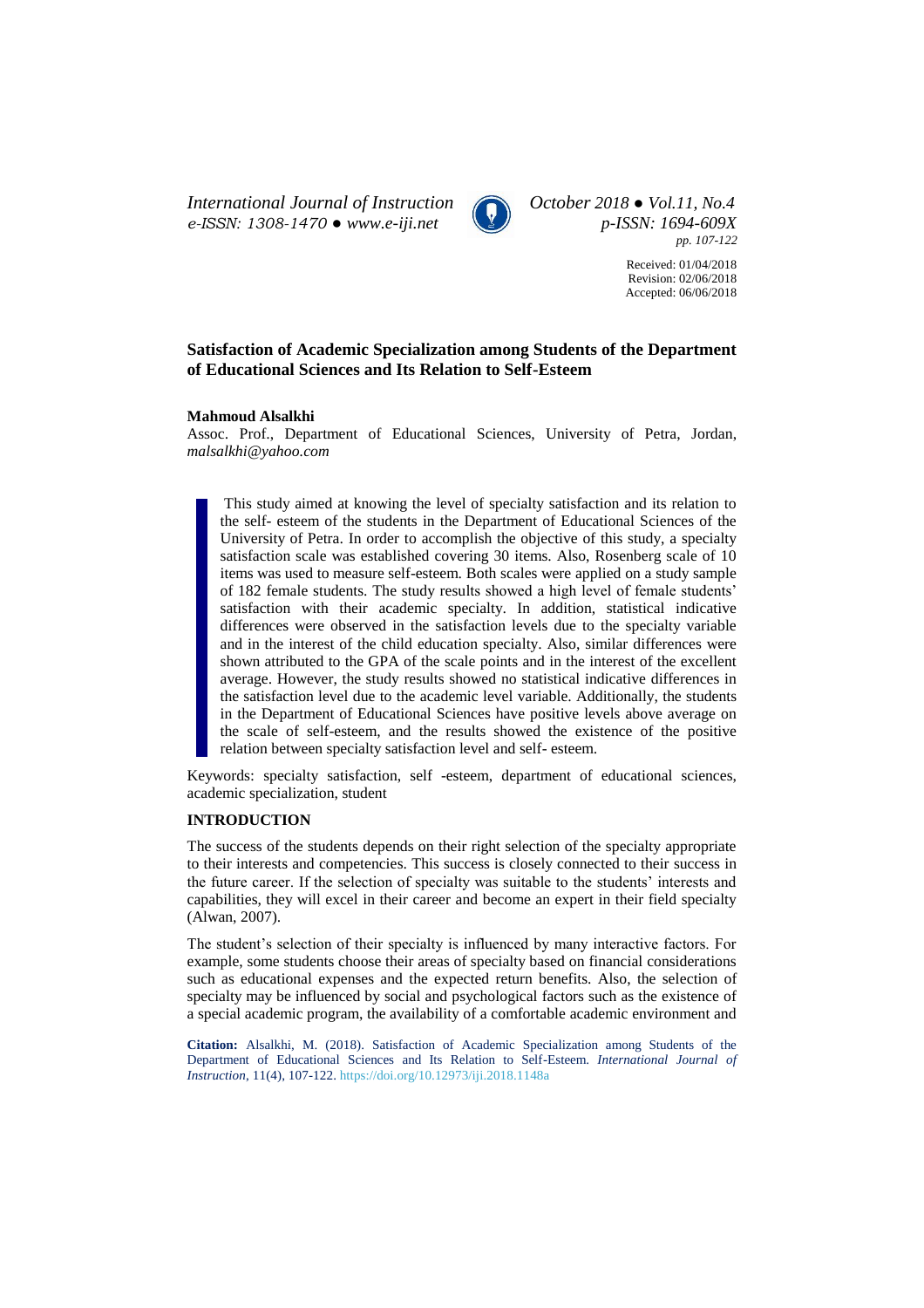Received: 01/04/2018
Revision: 02/06/2018
Accepted: 06/06/2018

# Satisfaction of Academic Specialization among Students of the Department of Educational Sciences and Its Relation to Self-Esteem

**Mahmoud Alsalkhi**

Assoc. Prof., Department of Educational Sciences, University of Petra, Jordan, *malsalkhi@yahoo.com*

This study aimed at knowing the level of specialty satisfaction and its relation to the self- esteem of the students in the Department of Educational Sciences of the University of Petra. In order to accomplish the objective of this study, a specialty satisfaction scale was established covering 30 items. Also, Rosenberg scale of 10 items was used to measure self-esteem. Both scales were applied on a study sample of 182 female students. The study results showed a high level of female students' satisfaction with their academic specialty. In addition, statistical indicative differences were observed in the satisfaction levels due to the specialty variable and in the interest of the child education specialty. Also, similar differences were shown attributed to the GPA of the scale points and in the interest of the excellent average. However, the study results showed no statistical indicative differences in the satisfaction level due to the academic level variable. Additionally, the students in the Department of Educational Sciences have positive levels above average on the scale of self-esteem, and the results showed the existence of the positive relation between specialty satisfaction level and self- esteem.

Keywords: specialty satisfaction, self -esteem, department of educational sciences, academic specialization, student

## INTRODUCTION

The success of the students depends on their right selection of the specialty appropriate to their interests and competencies. This success is closely connected to their success in the future career. If the selection of specialty was suitable to the students' interests and capabilities, they will excel in their career and become an expert in their field specialty (Alwan, 2007).

The student's selection of their specialty is influenced by many interactive factors. For example, some students choose their areas of specialty based on financial considerations such as educational expenses and the expected return benefits. Also, the selection of specialty may be influenced by social and psychological factors such as the existence of a special academic program, the availability of a comfortable academic environment and

**Citation:** Alsalkhi, M. (2018). Satisfaction of Academic Specialization among Students of the Department of Educational Sciences and Its Relation to Self-Esteem. *International Journal of Instruction*, 11(4), 107-122. https://doi.org/10.12973/iji.2018.1148a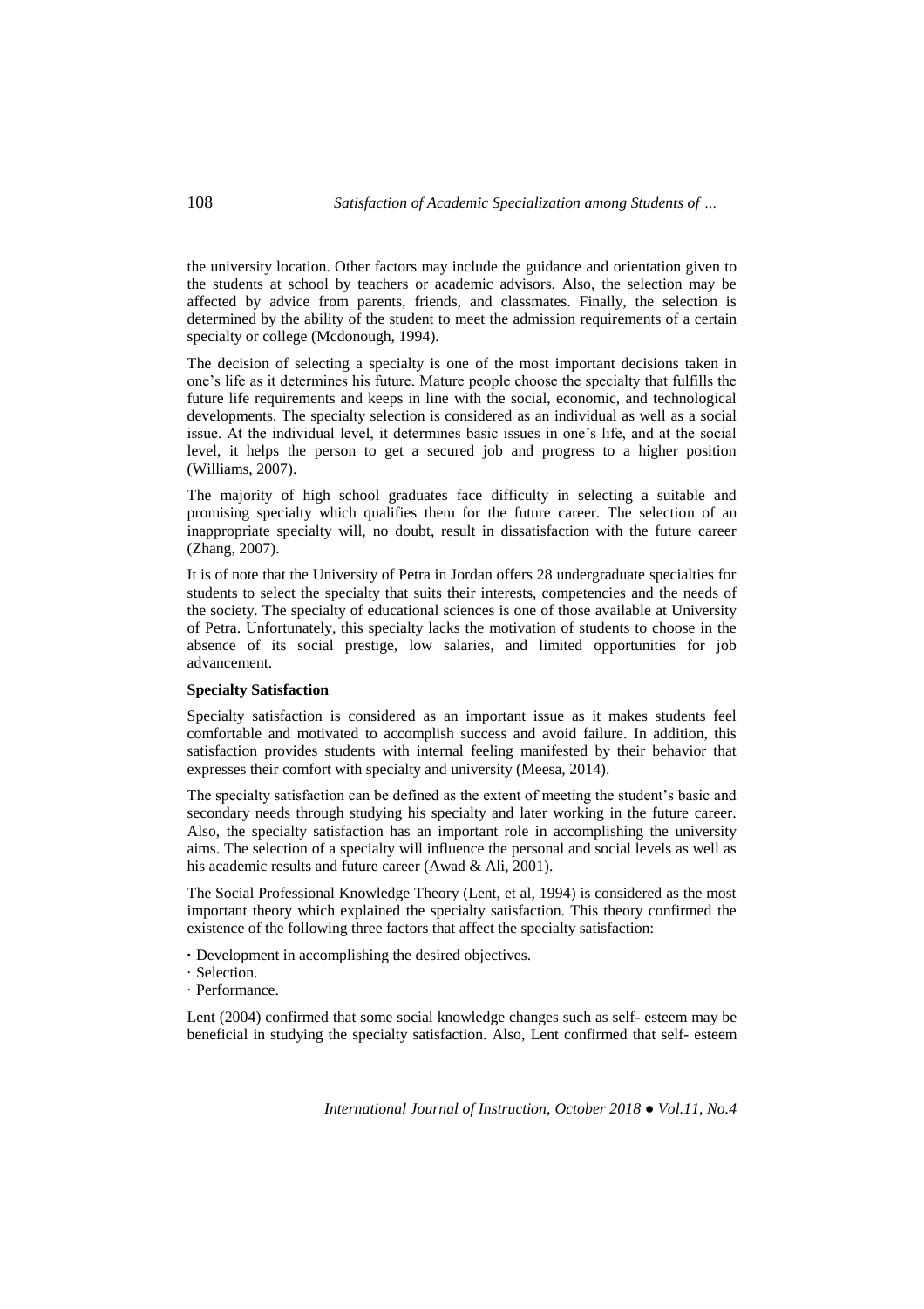the university location. Other factors may include the guidance and orientation given to the students at school by teachers or academic advisors. Also, the selection may be affected by advice from parents, friends, and classmates. Finally, the selection is determined by the ability of the student to meet the admission requirements of a certain specialty or college (Mcdonough, 1994).

The decision of selecting a specialty is one of the most important decisions taken in one's life as it determines his future. Mature people choose the specialty that fulfills the future life requirements and keeps in line with the social, economic, and technological developments. The specialty selection is considered as an individual as well as a social issue. At the individual level, it determines basic issues in one's life, and at the social level, it helps the person to get a secured job and progress to a higher position (Williams, 2007).

The majority of high school graduates face difficulty in selecting a suitable and promising specialty which qualifies them for the future career. The selection of an inappropriate specialty will, no doubt, result in dissatisfaction with the future career (Zhang, 2007).

It is of note that the University of Petra in Jordan offers 28 undergraduate specialties for students to select the specialty that suits their interests, competencies and the needs of the society. The specialty of educational sciences is one of those available at University of Petra. Unfortunately, this specialty lacks the motivation of students to choose in the absence of its social prestige, low salaries, and limited opportunities for job advancement.

**Specialty Satisfaction**

Specialty satisfaction is considered as an important issue as it makes students feel comfortable and motivated to accomplish success and avoid failure. In addition, this satisfaction provides students with internal feeling manifested by their behavior that expresses their comfort with specialty and university (Meesa, 2014).

The specialty satisfaction can be defined as the extent of meeting the student's basic and secondary needs through studying his specialty and later working in the future career. Also, the specialty satisfaction has an important role in accomplishing the university aims. The selection of a specialty will influence the personal and social levels as well as his academic results and future career (Awad & Ali, 2001).

The Social Professional Knowledge Theory (Lent, et al, 1994) is considered as the most important theory which explained the specialty satisfaction. This theory confirmed the existence of the following three factors that affect the specialty satisfaction:

- Development in accomplishing the desired objectives.
- Selection.
- Performance.

Lent (2004) confirmed that some social knowledge changes such as self- esteem may be beneficial in studying the specialty satisfaction. Also, Lent confirmed that self- esteem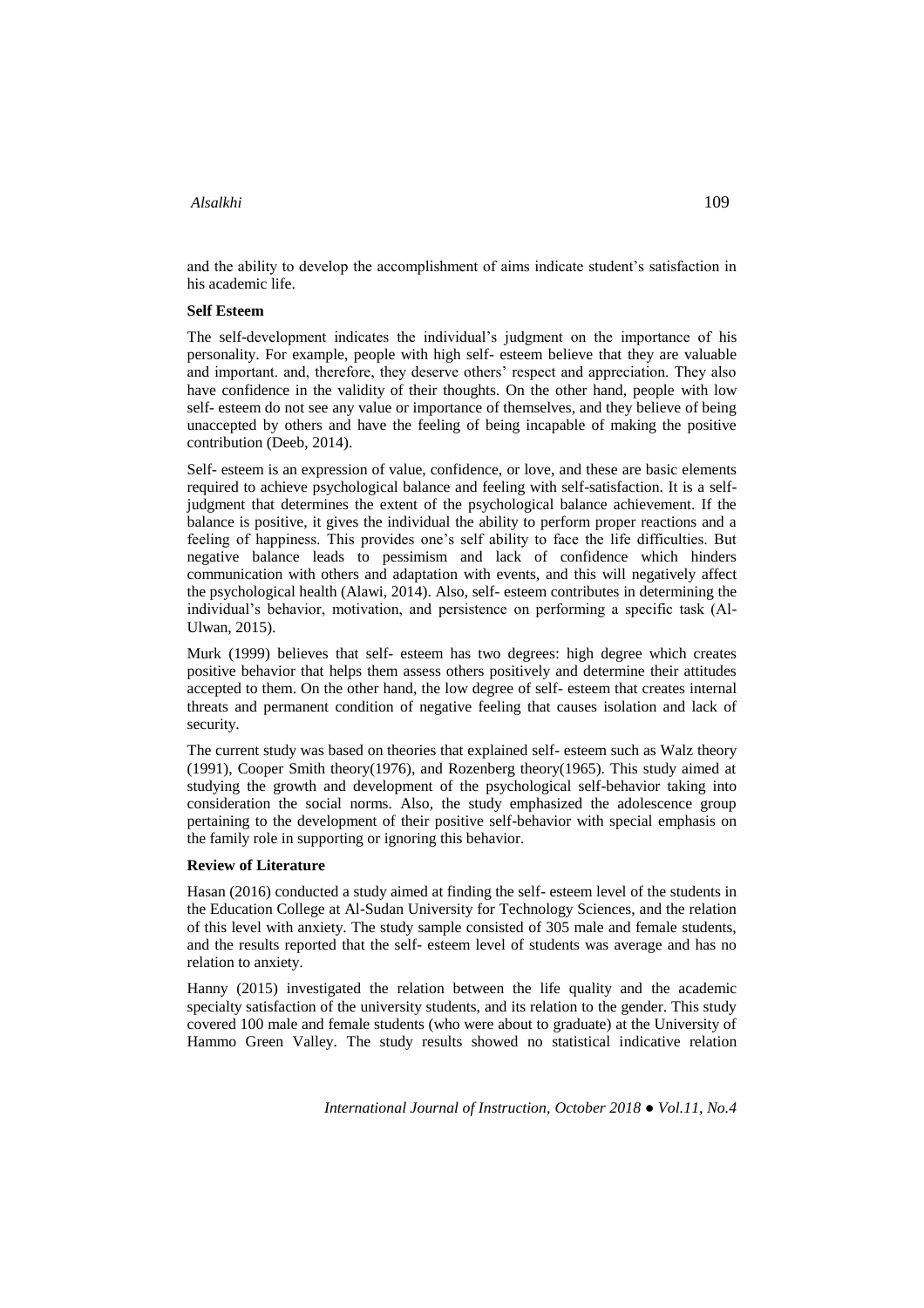and the ability to develop the accomplishment of aims indicate student's satisfaction in his academic life.

**Self Esteem**

The self-development indicates the individual's judgment on the importance of his personality. For example, people with high self- esteem believe that they are valuable and important. and, therefore, they deserve others' respect and appreciation. They also have confidence in the validity of their thoughts. On the other hand, people with low self- esteem do not see any value or importance of themselves, and they believe of being unaccepted by others and have the feeling of being incapable of making the positive contribution (Deeb, 2014).

Self- esteem is an expression of value, confidence, or love, and these are basic elements required to achieve psychological balance and feeling with self-satisfaction. It is a self-judgment that determines the extent of the psychological balance achievement. If the balance is positive, it gives the individual the ability to perform proper reactions and a feeling of happiness. This provides one's self ability to face the life difficulties. But negative balance leads to pessimism and lack of confidence which hinders communication with others and adaptation with events, and this will negatively affect the psychological health (Alawi, 2014). Also, self- esteem contributes in determining the individual's behavior, motivation, and persistence on performing a specific task (Al-Ulwan, 2015).

Murk (1999) believes that self- esteem has two degrees: high degree which creates positive behavior that helps them assess others positively and determine their attitudes accepted to them. On the other hand, the low degree of self- esteem that creates internal threats and permanent condition of negative feeling that causes isolation and lack of security.

The current study was based on theories that explained self- esteem such as Walz theory (1991), Cooper Smith theory(1976), and Rozenberg theory(1965). This study aimed at studying the growth and development of the psychological self-behavior taking into consideration the social norms. Also, the study emphasized the adolescence group pertaining to the development of their positive self-behavior with special emphasis on the family role in supporting or ignoring this behavior.

**Review of Literature**

Hasan (2016) conducted a study aimed at finding the self- esteem level of the students in the Education College at Al-Sudan University for Technology Sciences, and the relation of this level with anxiety. The study sample consisted of 305 male and female students, and the results reported that the self- esteem level of students was average and has no relation to anxiety.

Hanny (2015) investigated the relation between the life quality and the academic specialty satisfaction of the university students, and its relation to the gender. This study covered 100 male and female students (who were about to graduate) at the University of Hammo Green Valley. The study results showed no statistical indicative relation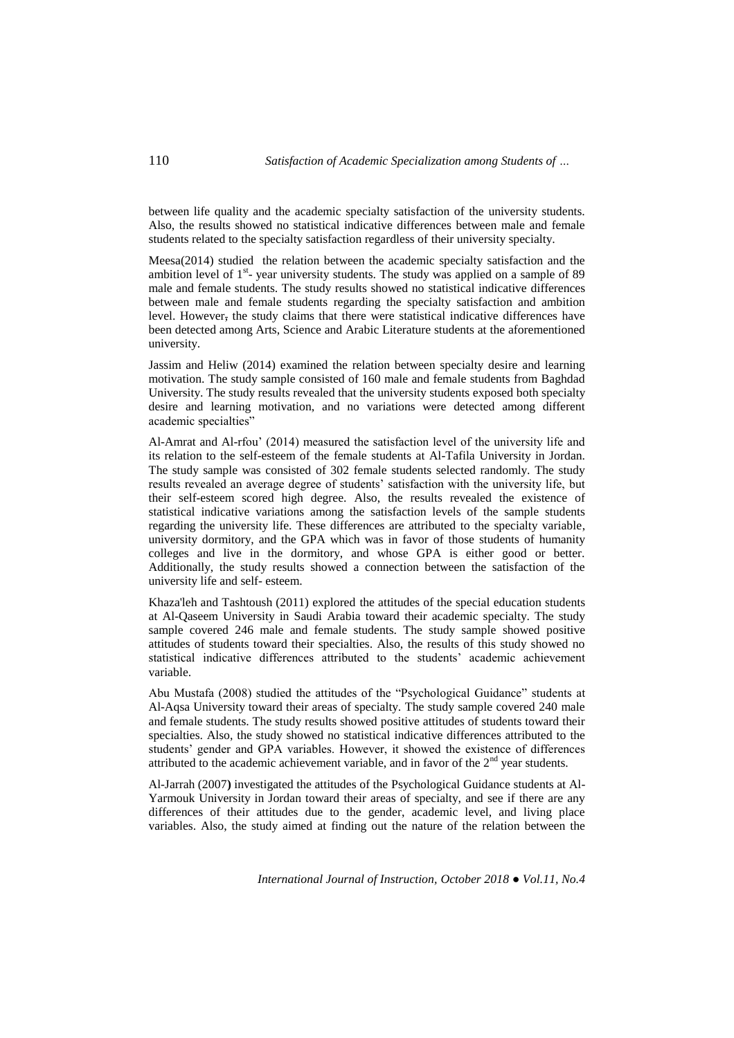between life quality and the academic specialty satisfaction of the university students. Also, the results showed no statistical indicative differences between male and female students related to the specialty satisfaction regardless of their university specialty.

Meesa(2014) studied the relation between the academic specialty satisfaction and the ambition level of 1st- year university students. The study was applied on a sample of 89 male and female students. The study results showed no statistical indicative differences between male and female students regarding the specialty satisfaction and ambition level. However, the study claims that there were statistical indicative differences have been detected among Arts, Science and Arabic Literature students at the aforementioned university.

Jassim and Heliw (2014) examined the relation between specialty desire and learning motivation. The study sample consisted of 160 male and female students from Baghdad University. The study results revealed that the university students exposed both specialty desire and learning motivation, and no variations were detected among different academic specialties"

Al-Amrat and Al-rfou' (2014) measured the satisfaction level of the university life and its relation to the self-esteem of the female students at Al-Tafila University in Jordan. The study sample was consisted of 302 female students selected randomly. The study results revealed an average degree of students' satisfaction with the university life, but their self-esteem scored high degree. Also, the results revealed the existence of statistical indicative variations among the satisfaction levels of the sample students regarding the university life. These differences are attributed to the specialty variable, university dormitory, and the GPA which was in favor of those students of humanity colleges and live in the dormitory, and whose GPA is either good or better. Additionally, the study results showed a connection between the satisfaction of the university life and self- esteem.

Khaza'leh and Tashtoush (2011) explored the attitudes of the special education students at Al-Qaseem University in Saudi Arabia toward their academic specialty. The study sample covered 246 male and female students. The study sample showed positive attitudes of students toward their specialty. Also, the results of this study showed no statistical indicative differences attributed to the students' academic achievement variable.

Abu Mustafa (2008) studied the attitudes of the "Psychological Guidance" students at Al-Aqsa University toward their areas of specialty. The study sample covered 240 male and female students. The study results showed positive attitudes of students toward their specialties. Also, the study showed no statistical indicative differences attributed to the students' gender and GPA variables. However, it showed the existence of differences attributed to the academic achievement variable, and in favor of the 2nd year students.

Al-Jarrah (2007) investigated the attitudes of the Psychological Guidance students at Al-Yarmouk University in Jordan toward their areas of specialty, and see if there are any differences of their attitudes due to the gender, academic level, and living place variables. Also, the study aimed at finding out the nature of the relation between the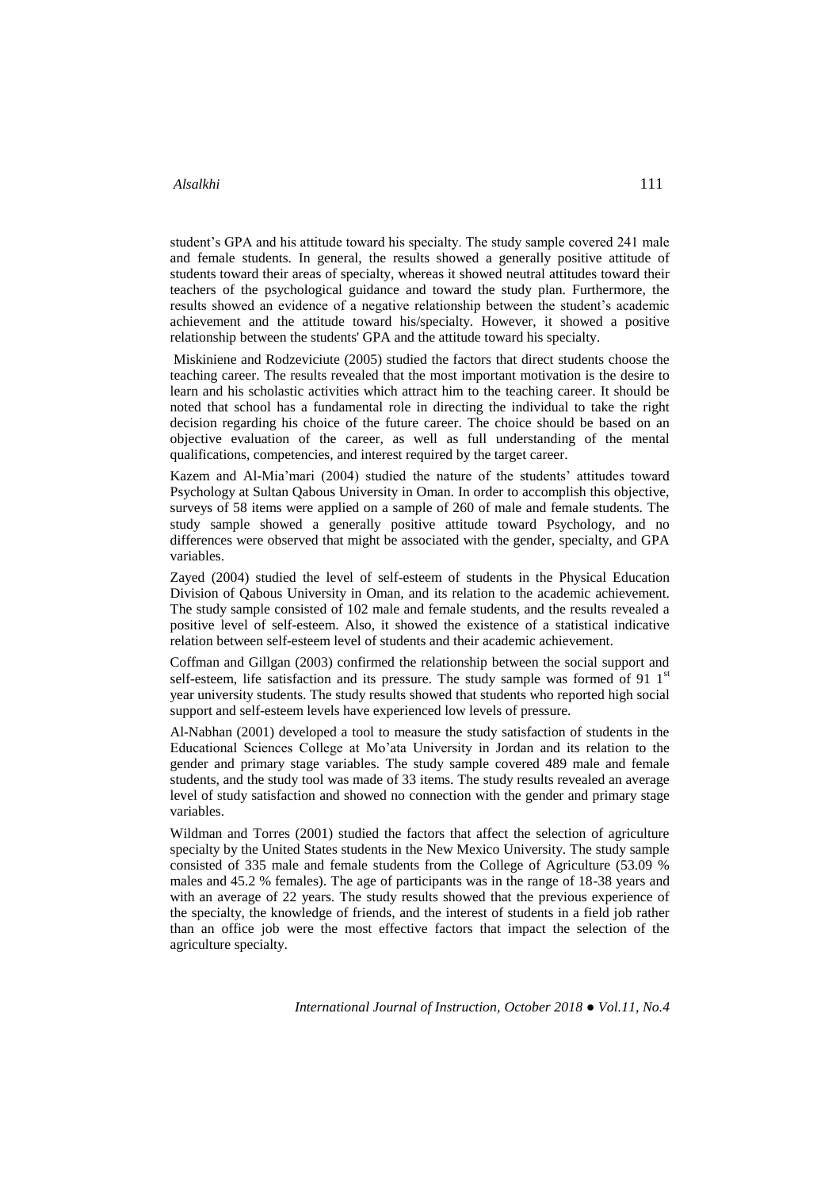student's GPA and his attitude toward his specialty. The study sample covered 241 male and female students. In general, the results showed a generally positive attitude of students toward their areas of specialty, whereas it showed neutral attitudes toward their teachers of the psychological guidance and toward the study plan. Furthermore, the results showed an evidence of a negative relationship between the student's academic achievement and the attitude toward his/specialty. However, it showed a positive relationship between the students' GPA and the attitude toward his specialty.

Miskiniene and Rodzeviciute (2005) studied the factors that direct students choose the teaching career. The results revealed that the most important motivation is the desire to learn and his scholastic activities which attract him to the teaching career. It should be noted that school has a fundamental role in directing the individual to take the right decision regarding his choice of the future career. The choice should be based on an objective evaluation of the career, as well as full understanding of the mental qualifications, competencies, and interest required by the target career.

Kazem and Al-Mia'mari (2004) studied the nature of the students' attitudes toward Psychology at Sultan Qabous University in Oman. In order to accomplish this objective, surveys of 58 items were applied on a sample of 260 of male and female students. The study sample showed a generally positive attitude toward Psychology, and no differences were observed that might be associated with the gender, specialty, and GPA variables.

Zayed (2004) studied the level of self-esteem of students in the Physical Education Division of Qabous University in Oman, and its relation to the academic achievement. The study sample consisted of 102 male and female students, and the results revealed a positive level of self-esteem. Also, it showed the existence of a statistical indicative relation between self-esteem level of students and their academic achievement.

Coffman and Gillgan (2003) confirmed the relationship between the social support and self-esteem, life satisfaction and its pressure. The study sample was formed of 91 1st year university students. The study results showed that students who reported high social support and self-esteem levels have experienced low levels of pressure.

Al-Nabhan (2001) developed a tool to measure the study satisfaction of students in the Educational Sciences College at Mo'ata University in Jordan and its relation to the gender and primary stage variables. The study sample covered 489 male and female students, and the study tool was made of 33 items. The study results revealed an average level of study satisfaction and showed no connection with the gender and primary stage variables.

Wildman and Torres (2001) studied the factors that affect the selection of agriculture specialty by the United States students in the New Mexico University. The study sample consisted of 335 male and female students from the College of Agriculture (53.09 % males and 45.2 % females). The age of participants was in the range of 18-38 years and with an average of 22 years. The study results showed that the previous experience of the specialty, the knowledge of friends, and the interest of students in a field job rather than an office job were the most effective factors that impact the selection of the agriculture specialty.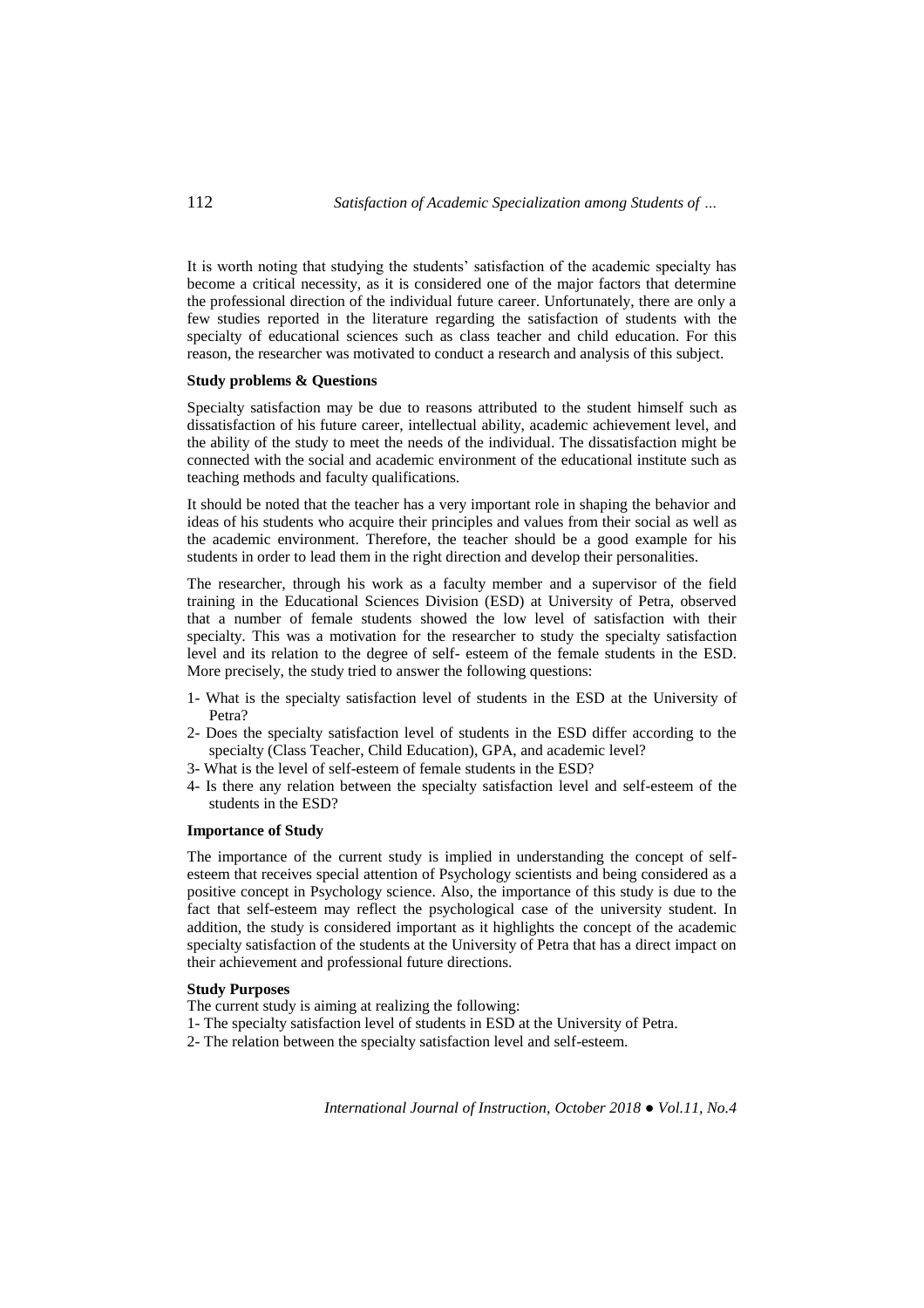It is worth noting that studying the students' satisfaction of the academic specialty has become a critical necessity, as it is considered one of the major factors that determine the professional direction of the individual future career. Unfortunately, there are only a few studies reported in the literature regarding the satisfaction of students with the specialty of educational sciences such as class teacher and child education. For this reason, the researcher was motivated to conduct a research and analysis of this subject.

**Study problems & Questions**

Specialty satisfaction may be due to reasons attributed to the student himself such as dissatisfaction of his future career, intellectual ability, academic achievement level, and the ability of the study to meet the needs of the individual. The dissatisfaction might be connected with the social and academic environment of the educational institute such as teaching methods and faculty qualifications.

It should be noted that the teacher has a very important role in shaping the behavior and ideas of his students who acquire their principles and values from their social as well as the academic environment. Therefore, the teacher should be a good example for his students in order to lead them in the right direction and develop their personalities.

The researcher, through his work as a faculty member and a supervisor of the field training in the Educational Sciences Division (ESD) at University of Petra, observed that a number of female students showed the low level of satisfaction with their specialty. This was a motivation for the researcher to study the specialty satisfaction level and its relation to the degree of self- esteem of the female students in the ESD. More precisely, the study tried to answer the following questions:

1- What is the specialty satisfaction level of students in the ESD at the University of Petra?
2- Does the specialty satisfaction level of students in the ESD differ according to the specialty (Class Teacher, Child Education), GPA, and academic level?
3- What is the level of self-esteem of female students in the ESD?
4- Is there any relation between the specialty satisfaction level and self-esteem of the students in the ESD?

**Importance of Study**

The importance of the current study is implied in understanding the concept of self-esteem that receives special attention of Psychology scientists and being considered as a positive concept in Psychology science. Also, the importance of this study is due to the fact that self-esteem may reflect the psychological case of the university student. In addition, the study is considered important as it highlights the concept of the academic specialty satisfaction of the students at the University of Petra that has a direct impact on their achievement and professional future directions.

**Study Purposes**

The current study is aiming at realizing the following:

1- The specialty satisfaction level of students in ESD at the University of Petra.
2- The relation between the specialty satisfaction level and self-esteem.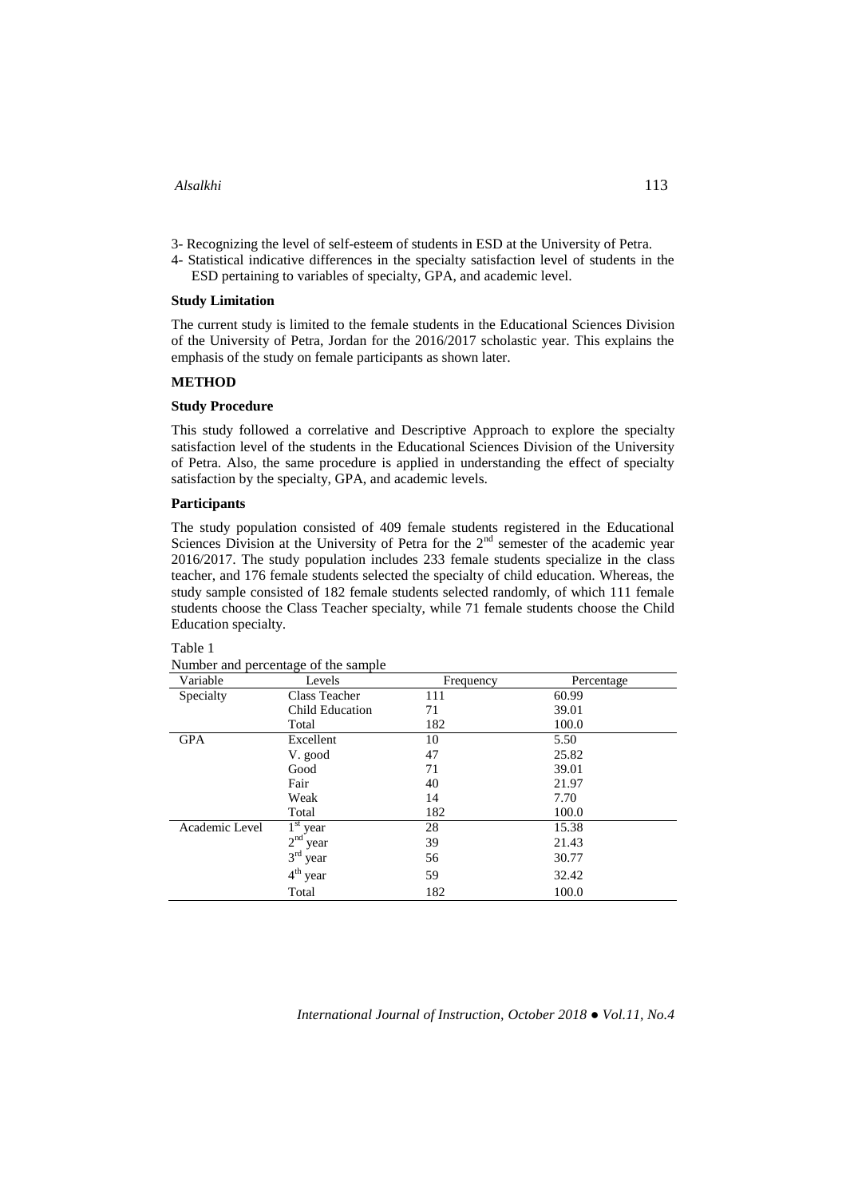3- Recognizing the level of self-esteem of students in ESD at the University of Petra.

4- Statistical indicative differences in the specialty satisfaction level of students in the ESD pertaining to variables of specialty, GPA, and academic level.

**Study Limitation**

The current study is limited to the female students in the Educational Sciences Division of the University of Petra, Jordan for the 2016/2017 scholastic year. This explains the emphasis of the study on female participants as shown later.

**METHOD**

**Study Procedure**

This study followed a correlative and Descriptive Approach to explore the specialty satisfaction level of the students in the Educational Sciences Division of the University of Petra. Also, the same procedure is applied in understanding the effect of specialty satisfaction by the specialty, GPA, and academic levels.

**Participants**

The study population consisted of 409 female students registered in the Educational Sciences Division at the University of Petra for the 2nd semester of the academic year 2016/2017. The study population includes 233 female students specialize in the class teacher, and 176 female students selected the specialty of child education. Whereas, the study sample consisted of 182 female students selected randomly, of which 111 female students choose the Class Teacher specialty, while 71 female students choose the Child Education specialty.

Table 1

Number and percentage of the sample

| Variable | Levels | Frequency | Percentage |
|---|---|---|---|
| Specialty | Class Teacher | 111 | 60.99 |
| | Child Education | 71 | 39.01 |
| | Total | 182 | 100.0 |
| GPA | Excellent | 10 | 5.50 |
| | V. good | 47 | 25.82 |
| | Good | 71 | 39.01 |
| | Fair | 40 | 21.97 |
| | Weak | 14 | 7.70 |
| | Total | 182 | 100.0 |
| Academic Level | 1st year | 28 | 15.38 |
| | 2nd year | 39 | 21.43 |
| | 3rd year | 56 | 30.77 |
| | 4th year | 59 | 32.42 |
| | Total | 182 | 100.0 |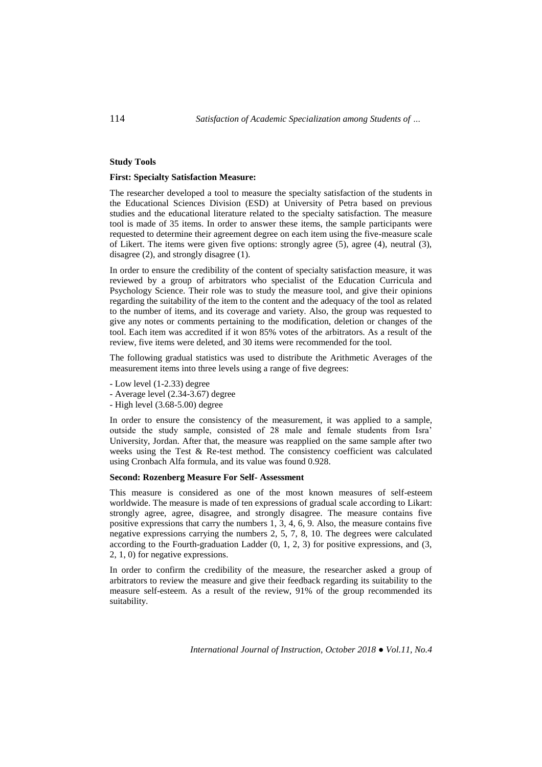**Study Tools**

**First: Specialty Satisfaction Measure:**

The researcher developed a tool to measure the specialty satisfaction of the students in the Educational Sciences Division (ESD) at University of Petra based on previous studies and the educational literature related to the specialty satisfaction. The measure tool is made of 35 items. In order to answer these items, the sample participants were requested to determine their agreement degree on each item using the five-measure scale of Likert. The items were given five options: strongly agree (5), agree (4), neutral (3), disagree (2), and strongly disagree (1).

In order to ensure the credibility of the content of specialty satisfaction measure, it was reviewed by a group of arbitrators who specialist of the Education Curricula and Psychology Science. Their role was to study the measure tool, and give their opinions regarding the suitability of the item to the content and the adequacy of the tool as related to the number of items, and its coverage and variety. Also, the group was requested to give any notes or comments pertaining to the modification, deletion or changes of the tool. Each item was accredited if it won 85% votes of the arbitrators. As a result of the review, five items were deleted, and 30 items were recommended for the tool.

The following gradual statistics was used to distribute the Arithmetic Averages of the measurement items into three levels using a range of five degrees:

- Low level (1-2.33) degree
- Average level (2.34-3.67) degree
- High level (3.68-5.00) degree

In order to ensure the consistency of the measurement, it was applied to a sample, outside the study sample, consisted of 28 male and female students from Isra' University, Jordan. After that, the measure was reapplied on the same sample after two weeks using the Test & Re-test method. The consistency coefficient was calculated using Cronbach Alfa formula, and its value was found 0.928.

**Second: Rozenberg Measure For Self- Assessment**

This measure is considered as one of the most known measures of self-esteem worldwide. The measure is made of ten expressions of gradual scale according to Likart: strongly agree, agree, disagree, and strongly disagree. The measure contains five positive expressions that carry the numbers 1, 3, 4, 6, 9. Also, the measure contains five negative expressions carrying the numbers 2, 5, 7, 8, 10. The degrees were calculated according to the Fourth-graduation Ladder (0, 1, 2, 3) for positive expressions, and (3, 2, 1, 0) for negative expressions.

In order to confirm the credibility of the measure, the researcher asked a group of arbitrators to review the measure and give their feedback regarding its suitability to the measure self-esteem. As a result of the review, 91% of the group recommended its suitability.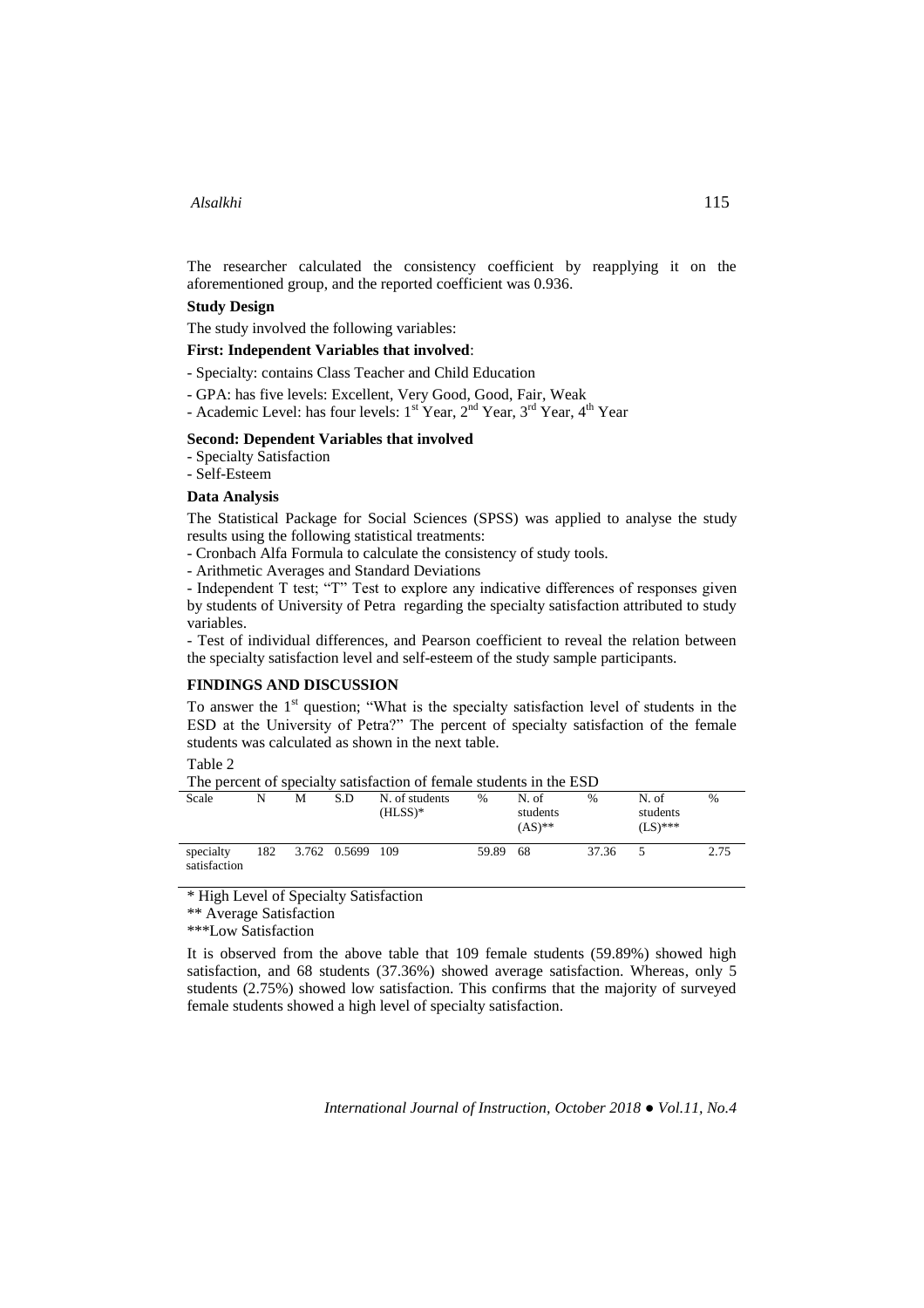The researcher calculated the consistency coefficient by reapplying it on the aforementioned group, and the reported coefficient was 0.936.

**Study Design**

The study involved the following variables:

**First: Independent Variables that involved**:

- Specialty: contains Class Teacher and Child Education
- GPA: has five levels: Excellent, Very Good, Good, Fair, Weak
- Academic Level: has four levels: 1st Year, 2nd Year, 3rd Year, 4th Year

**Second: Dependent Variables that involved**

- Specialty Satisfaction
- Self-Esteem

**Data Analysis**

The Statistical Package for Social Sciences (SPSS) was applied to analyse the study results using the following statistical treatments:

- Cronbach Alfa Formula to calculate the consistency of study tools.
- Arithmetic Averages and Standard Deviations
- Independent T test; "T" Test to explore any indicative differences of responses given by students of University of Petra regarding the specialty satisfaction attributed to study variables.
- Test of individual differences, and Pearson coefficient to reveal the relation between the specialty satisfaction level and self-esteem of the study sample participants.

## FINDINGS AND DISCUSSION

To answer the 1st question; "What is the specialty satisfaction level of students in the ESD at the University of Petra?" The percent of specialty satisfaction of the female students was calculated as shown in the next table.

Table 2

The percent of specialty satisfaction of female students in the ESD

| Scale | N | M | S.D | N. of students (HLSS)* | % | N. of students (AS)** | % | N. of students (LS)*** | % |
|---|---|---|---|---|---|---|---|---|---|
| specialty satisfaction | 182 | 3.762 | 0.5699 | 109 | 59.89 | 68 | 37.36 | 5 | 2.75 |

\* High Level of Specialty Satisfaction

** Average Satisfaction

***Low Satisfaction

It is observed from the above table that 109 female students (59.89%) showed high satisfaction, and 68 students (37.36%) showed average satisfaction. Whereas, only 5 students (2.75%) showed low satisfaction. This confirms that the majority of surveyed female students showed a high level of specialty satisfaction.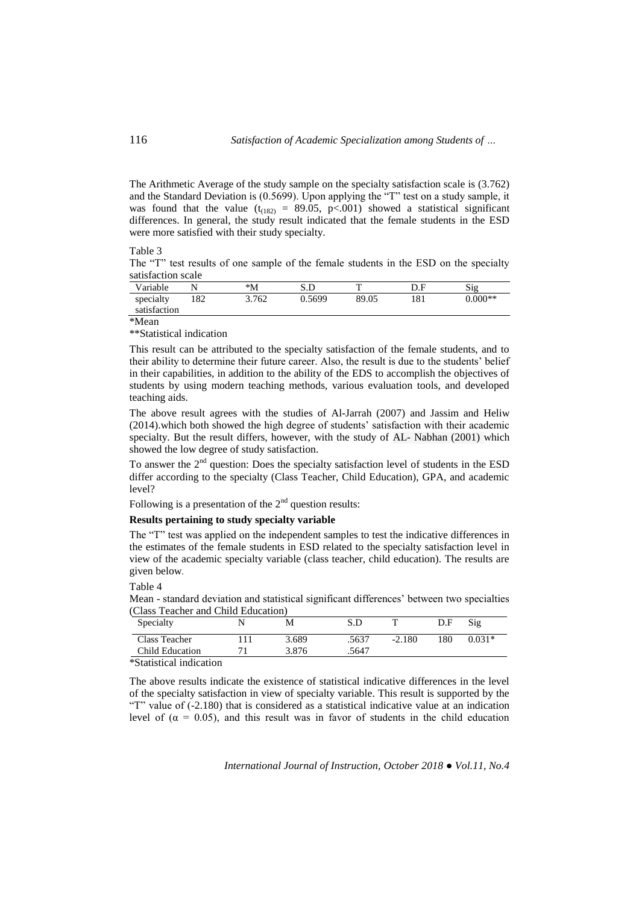The Arithmetic Average of the study sample on the specialty satisfaction scale is (3.762) and the Standard Deviation is (0.5699). Upon applying the "T" test on a study sample, it was found that the value ($t_{(182)}$ = 89.05, p<.001) showed a statistical significant differences. In general, the study result indicated that the female students in the ESD were more satisfied with their study specialty.

Table 3

The "T" test results of one sample of the female students in the ESD on the specialty satisfaction scale

| Variable | N | *M | S.D | T | D.F | Sig |
|---|---|---|---|---|---|---|
| specialty satisfaction | 182 | 3.762 | 0.5699 | 89.05 | 181 | 0.000** |

*Mean

**Statistical indication

This result can be attributed to the specialty satisfaction of the female students, and to their ability to determine their future career. Also, the result is due to the students' belief in their capabilities, in addition to the ability of the EDS to accomplish the objectives of students by using modern teaching methods, various evaluation tools, and developed teaching aids.

The above result agrees with the studies of Al-Jarrah (2007) and Jassim and Heliw (2014).which both showed the high degree of students' satisfaction with their academic specialty. But the result differs, however, with the study of AL- Nabhan (2001) which showed the low degree of study satisfaction.

To answer the 2nd question: Does the specialty satisfaction level of students in the ESD differ according to the specialty (Class Teacher, Child Education), GPA, and academic level?

Following is a presentation of the 2nd question results:

**Results pertaining to study specialty variable**

The "T" test was applied on the independent samples to test the indicative differences in the estimates of the female students in ESD related to the specialty satisfaction level in view of the academic specialty variable (class teacher, child education). The results are given below.

Table 4

Mean - standard deviation and statistical significant differences' between two specialties (Class Teacher and Child Education)

| Specialty | N | M | S.D | T | D.F | Sig |
|---|---|---|---|---|---|---|
| Class Teacher | 111 | 3.689 | .5637 | -2.180 | 180 | 0.031* |
| Child Education | 71 | 3.876 | .5647 | | | |

*Statistical indication

The above results indicate the existence of statistical indicative differences in the level of the specialty satisfaction in view of specialty variable. This result is supported by the "T" value of (-2.180) that is considered as a statistical indicative value at an indication level of ($\alpha$ = 0.05), and this result was in favor of students in the child education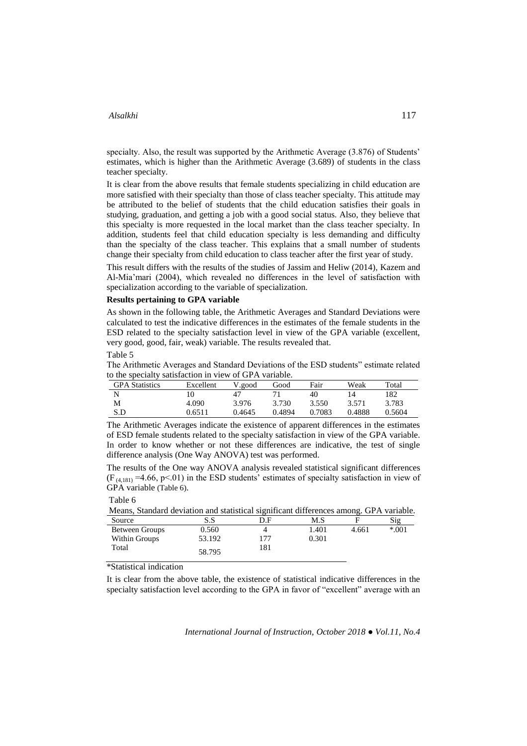specialty. Also, the result was supported by the Arithmetic Average (3.876) of Students' estimates, which is higher than the Arithmetic Average (3.689) of students in the class teacher specialty.

It is clear from the above results that female students specializing in child education are more satisfied with their specialty than those of class teacher specialty. This attitude may be attributed to the belief of students that the child education satisfies their goals in studying, graduation, and getting a job with a good social status. Also, they believe that this specialty is more requested in the local market than the class teacher specialty. In addition, students feel that child education specialty is less demanding and difficulty than the specialty of the class teacher. This explains that a small number of students change their specialty from child education to class teacher after the first year of study.

This result differs with the results of the studies of Jassim and Heliw (2014), Kazem and Al-Mia'mari (2004), which revealed no differences in the level of satisfaction with specialization according to the variable of specialization.

**Results pertaining to GPA variable**

As shown in the following table, the Arithmetic Averages and Standard Deviations were calculated to test the indicative differences in the estimates of the female students in the ESD related to the specialty satisfaction level in view of the GPA variable (excellent, very good, good, fair, weak) variable. The results revealed that.

Table 5

The Arithmetic Averages and Standard Deviations of the ESD students" estimate related to the specialty satisfaction in view of GPA variable.

| GPA Statistics | Excellent | V.good | Good | Fair | Weak | Total |
|---|---|---|---|---|---|---|
| N | 10 | 47 | 71 | 40 | 14 | 182 |
| M | 4.090 | 3.976 | 3.730 | 3.550 | 3.571 | 3.783 |
| S.D | 0.6511 | 0.4645 | 0.4894 | 0.7083 | 0.4888 | 0.5604 |

The Arithmetic Averages indicate the existence of apparent differences in the estimates of ESD female students related to the specialty satisfaction in view of the GPA variable. In order to know whether or not these differences are indicative, the test of single difference analysis (One Way ANOVA) test was performed.

The results of the One way ANOVA analysis revealed statistical significant differences ($F_{(4,181)} = 4.66$, $p < .01$) in the ESD students' estimates of specialty satisfaction in view of GPA variable (Table 6).

Table 6

Means, Standard deviation and statistical significant differences among. GPA variable.

| Source | S.S | D.F | M.S | F | Sig |
|---|---|---|---|---|---|
| Between Groups | 0.560 | 4 | 1.401 | 4.661 | *.001 |
| Within Groups | 53.192 | 177 | 0.301 | | |
| Total | 58.795 | 181 | | | |

*Statistical indication

It is clear from the above table, the existence of statistical indicative differences in the specialty satisfaction level according to the GPA in favor of "excellent" average with an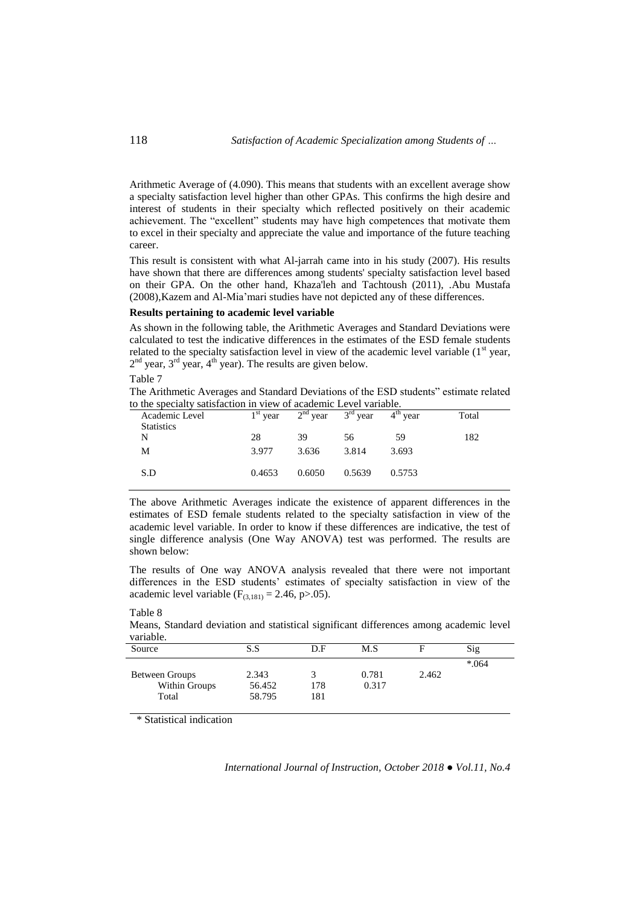Arithmetic Average of (4.090). This means that students with an excellent average show a specialty satisfaction level higher than other GPAs. This confirms the high desire and interest of students in their specialty which reflected positively on their academic achievement. The "excellent" students may have high competences that motivate them to excel in their specialty and appreciate the value and importance of the future teaching career.

This result is consistent with what Al-jarrah came into in his study (2007). His results have shown that there are differences among students' specialty satisfaction level based on their GPA. On the other hand, Khaza'leh and Tachtoush (2011), .Abu Mustafa (2008),Kazem and Al-Mia'mari studies have not depicted any of these differences.

**Results pertaining to academic level variable**

As shown in the following table, the Arithmetic Averages and Standard Deviations were calculated to test the indicative differences in the estimates of the ESD female students related to the specialty satisfaction level in view of the academic level variable (1st year, 2nd year, 3rd year, 4th year). The results are given below.

Table 7

The Arithmetic Averages and Standard Deviations of the ESD students" estimate related to the specialty satisfaction in view of academic Level variable.

| Academic Level<br>Statistics | 1st year | 2nd year | 3rd year | 4th year | Total |
|---|---|---|---|---|---|
| N | 28 | 39 | 56 | 59 | 182 |
| M | 3.977 | 3.636 | 3.814 | 3.693 | |
| S.D | 0.4653 | 0.6050 | 0.5639 | 0.5753 | |

The above Arithmetic Averages indicate the existence of apparent differences in the estimates of ESD female students related to the specialty satisfaction in view of the academic level variable. In order to know if these differences are indicative, the test of single difference analysis (One Way ANOVA) test was performed. The results are shown below:

The results of One way ANOVA analysis revealed that there were not important differences in the ESD students' estimates of specialty satisfaction in view of the academic level variable ($F_{(3,181)} = 2.46$, $p > .05$).

Table 8

Means, Standard deviation and statistical significant differences among academic level variable.

| Source | S.S | D.F | M.S | F | Sig |
|---|---|---|---|---|---|
| Between Groups | 2.343 | 3 | 0.781 | 2.462 | *.064 |
| Within Groups | 56.452 | 178 | 0.317 | | |
| Total | 58.795 | 181 | | | |

\* Statistical indication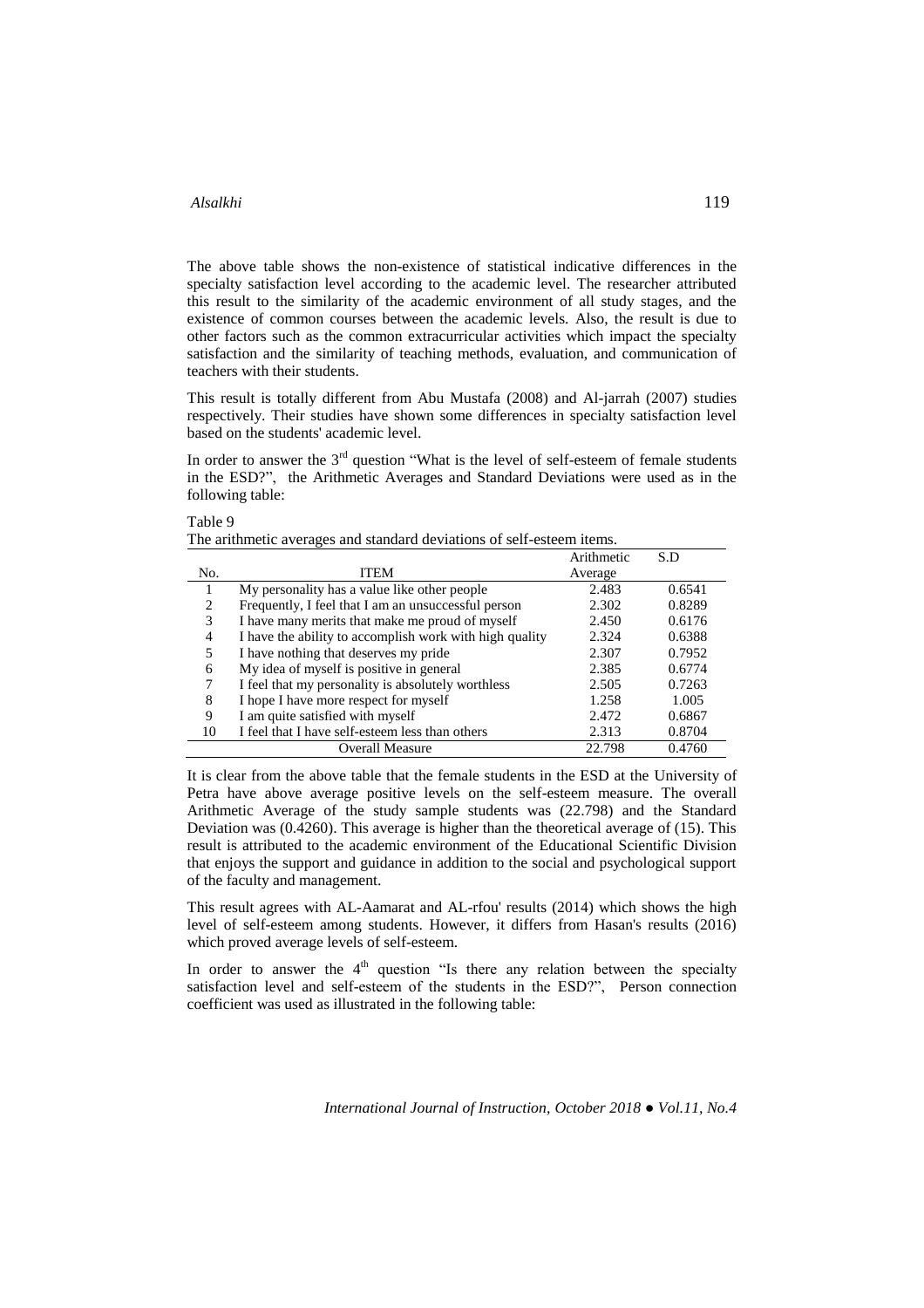The above table shows the non-existence of statistical indicative differences in the specialty satisfaction level according to the academic level. The researcher attributed this result to the similarity of the academic environment of all study stages, and the existence of common courses between the academic levels. Also, the result is due to other factors such as the common extracurricular activities which impact the specialty satisfaction and the similarity of teaching methods, evaluation, and communication of teachers with their students.

This result is totally different from Abu Mustafa (2008) and Al-jarrah (2007) studies respectively. Their studies have shown some differences in specialty satisfaction level based on the students' academic level.

In order to answer the 3rd question "What is the level of self-esteem of female students in the ESD?", the Arithmetic Averages and Standard Deviations were used as in the following table:

Table 9

The arithmetic averages and standard deviations of self-esteem items.

| No. | ITEM | Arithmetic Average | S.D |
|---|---|---|---|
| 1 | My personality has a value like other people | 2.483 | 0.6541 |
| 2 | Frequently, I feel that I am an unsuccessful person | 2.302 | 0.8289 |
| 3 | I have many merits that make me proud of myself | 2.450 | 0.6176 |
| 4 | I have the ability to accomplish work with high quality | 2.324 | 0.6388 |
| 5 | I have nothing that deserves my pride | 2.307 | 0.7952 |
| 6 | My idea of myself is positive in general | 2.385 | 0.6774 |
| 7 | I feel that my personality is absolutely worthless | 2.505 | 0.7263 |
| 8 | I hope I have more respect for myself | 1.258 | 1.005 |
| 9 | I am quite satisfied with myself | 2.472 | 0.6867 |
| 10 | I feel that I have self-esteem less than others | 2.313 | 0.8704 |
| | Overall Measure | 22.798 | 0.4760 |

It is clear from the above table that the female students in the ESD at the University of Petra have above average positive levels on the self-esteem measure. The overall Arithmetic Average of the study sample students was (22.798) and the Standard Deviation was (0.4260). This average is higher than the theoretical average of (15). This result is attributed to the academic environment of the Educational Scientific Division that enjoys the support and guidance in addition to the social and psychological support of the faculty and management.

This result agrees with AL-Aamarat and AL-rfou' results (2014) which shows the high level of self-esteem among students. However, it differs from Hasan's results (2016) which proved average levels of self-esteem.

In order to answer the 4th question "Is there any relation between the specialty satisfaction level and self-esteem of the students in the ESD?", Person connection coefficient was used as illustrated in the following table: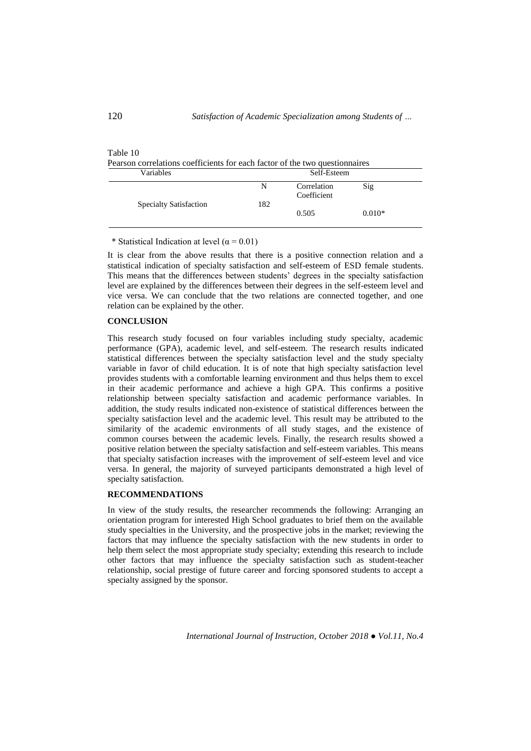Table 10

Pearson correlations coefficients for each factor of the two questionnaires

| Variables | Self-Esteem | | |
|---|---|---|---|
| | N | Correlation Coefficient | Sig |
| Specialty Satisfaction | 182 | 0.505 | 0.010* |

\* Statistical Indication at level ($\alpha = 0.01$)

It is clear from the above results that there is a positive connection relation and a statistical indication of specialty satisfaction and self-esteem of ESD female students. This means that the differences between students' degrees in the specialty satisfaction level are explained by the differences between their degrees in the self-esteem level and vice versa. We can conclude that the two relations are connected together, and one relation can be explained by the other.

## CONCLUSION

This research study focused on four variables including study specialty, academic performance (GPA), academic level, and self-esteem. The research results indicated statistical differences between the specialty satisfaction level and the study specialty variable in favor of child education. It is of note that high specialty satisfaction level provides students with a comfortable learning environment and thus helps them to excel in their academic performance and achieve a high GPA. This confirms a positive relationship between specialty satisfaction and academic performance variables. In addition, the study results indicated non-existence of statistical differences between the specialty satisfaction level and the academic level. This result may be attributed to the similarity of the academic environments of all study stages, and the existence of common courses between the academic levels. Finally, the research results showed a positive relation between the specialty satisfaction and self-esteem variables. This means that specialty satisfaction increases with the improvement of self-esteem level and vice versa. In general, the majority of surveyed participants demonstrated a high level of specialty satisfaction.

## RECOMMENDATIONS

In view of the study results, the researcher recommends the following: Arranging an orientation program for interested High School graduates to brief them on the available study specialties in the University, and the prospective jobs in the market; reviewing the factors that may influence the specialty satisfaction with the new students in order to help them select the most appropriate study specialty; extending this research to include other factors that may influence the specialty satisfaction such as student-teacher relationship, social prestige of future career and forcing sponsored students to accept a specialty assigned by the sponsor.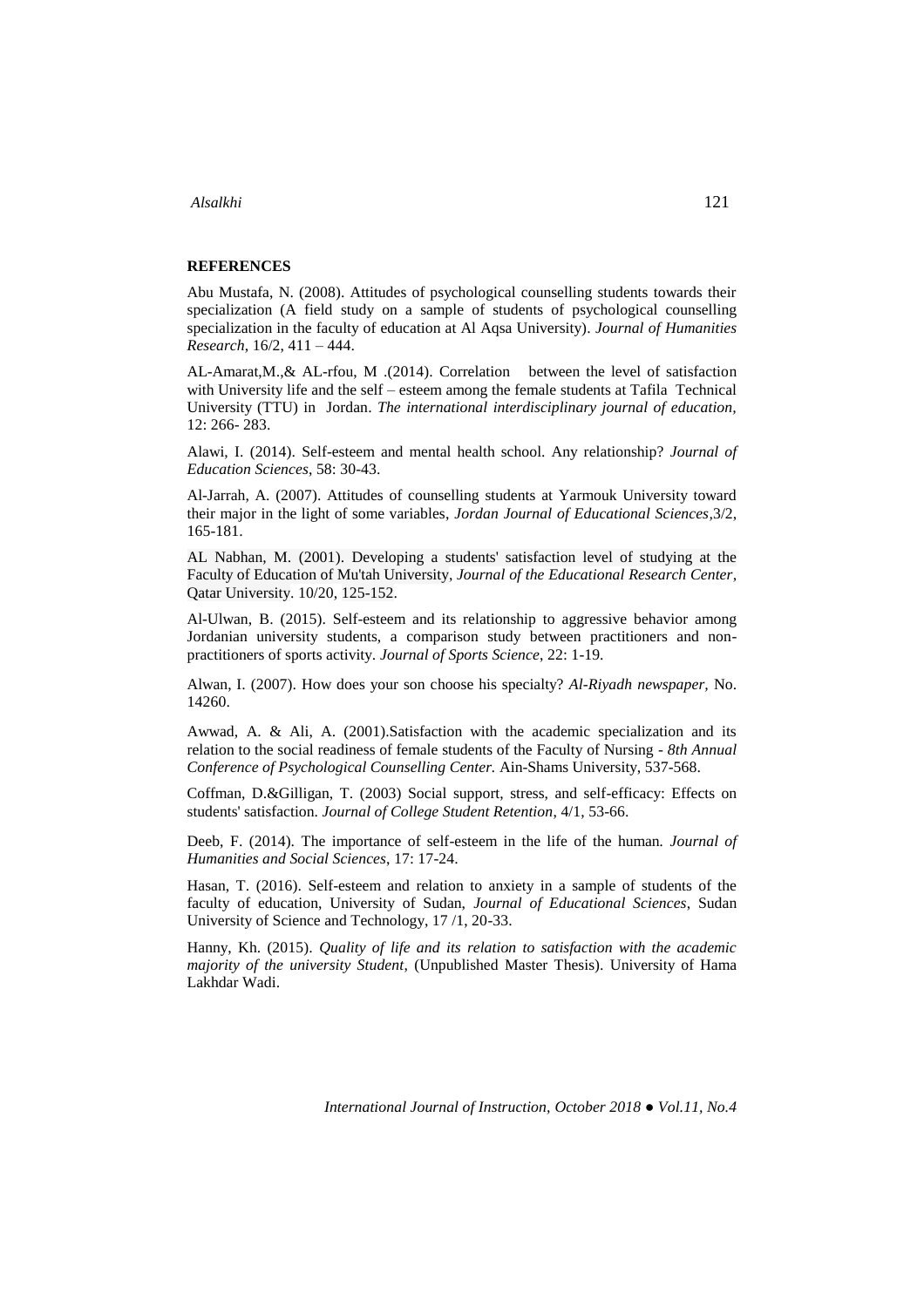**REFERENCES**

Abu Mustafa, N. (2008). Attitudes of psychological counselling students towards their specialization (A field study on a sample of students of psychological counselling specialization in the faculty of education at Al Aqsa University). *Journal of Humanities Research*, 16/2, 411 – 444.

AL-Amarat,M.,& AL-rfou, M .(2014). Correlation between the level of satisfaction with University life and the self – esteem among the female students at Tafila Technical University (TTU) in Jordan. *The international interdisciplinary journal of education,* 12: 266- 283.

Alawi, I. (2014). Self-esteem and mental health school. Any relationship? *Journal of Education Sciences*, 58: 30-43.

Al-Jarrah, A. (2007). Attitudes of counselling students at Yarmouk University toward their major in the light of some variables, *Jordan Journal of Educational Sciences*,3/2, 165-181.

AL Nabhan, M. (2001). Developing a students' satisfaction level of studying at the Faculty of Education of Mu'tah University, *Journal of the Educational Research Center,* Qatar University. 10/20, 125-152.

Al-Ulwan, B. (2015). Self-esteem and its relationship to aggressive behavior among Jordanian university students, a comparison study between practitioners and non-practitioners of sports activity. *Journal of Sports Science*, 22: 1-19.

Alwan, I. (2007). How does your son choose his specialty? *Al-Riyadh newspaper,* No. 14260.

Awwad, A. & Ali, A. (2001).Satisfaction with the academic specialization and its relation to the social readiness of female students of the Faculty of Nursing - *8th Annual Conference of Psychological Counselling Center.* Ain-Shams University, 537-568.

Coffman, D.&Gilligan, T. (2003) Social support, stress, and self-efficacy: Effects on students' satisfaction. *Journal of College Student Retention*, 4/1, 53-66.

Deeb, F. (2014). The importance of self-esteem in the life of the human. *Journal of Humanities and Social Sciences*, 17: 17-24.

Hasan, T. (2016). Self-esteem and relation to anxiety in a sample of students of the faculty of education, University of Sudan, *Journal of Educational Sciences*, Sudan University of Science and Technology, 17 /1, 20-33.

Hanny, Kh. (2015). *Quality of life and its relation to satisfaction with the academic majority of the university Student*, (Unpublished Master Thesis). University of Hama Lakhdar Wadi.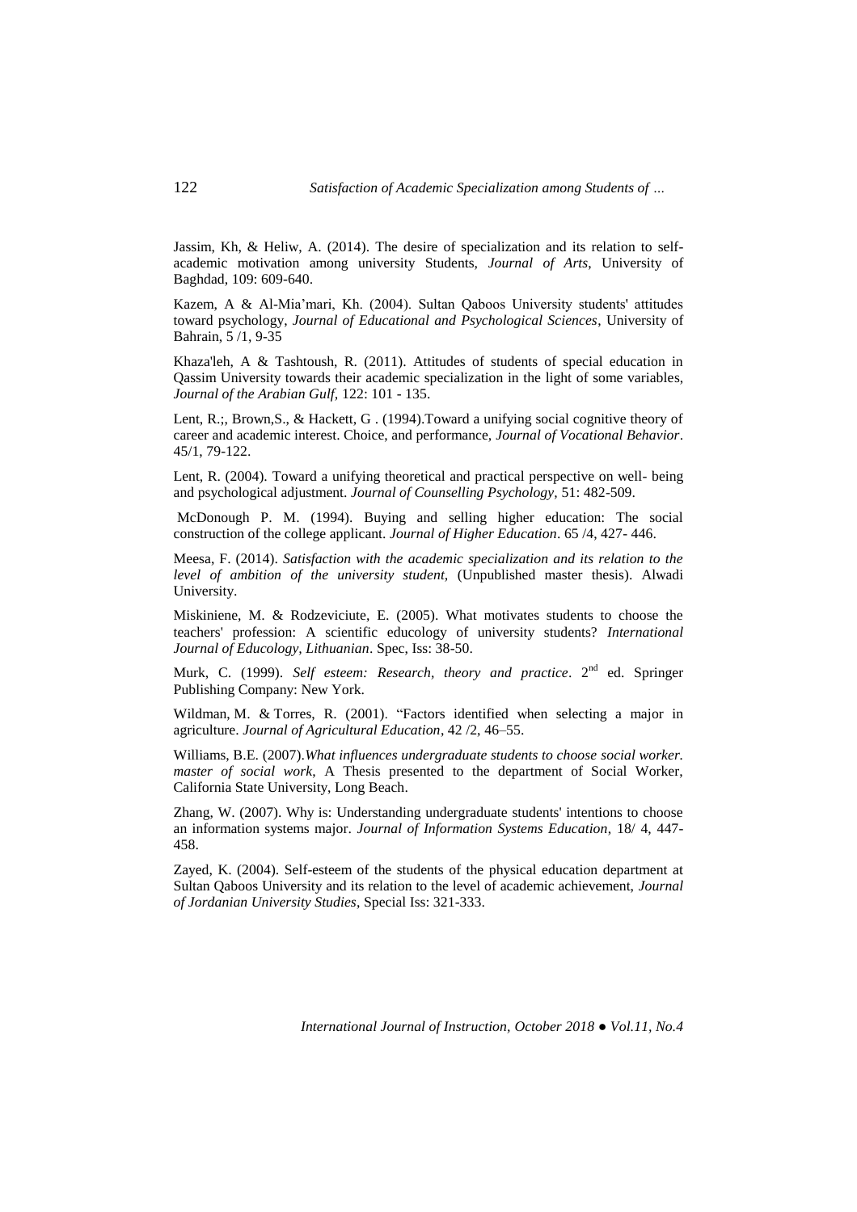Jassim, Kh, & Heliw, A. (2014). The desire of specialization and its relation to self-academic motivation among university Students, *Journal of Arts*, University of Baghdad, 109: 609-640.

Kazem, A & Al-Mia'mari, Kh. (2004). Sultan Qaboos University students' attitudes toward psychology, *Journal of Educational and Psychological Sciences*, University of Bahrain, 5 /1, 9-35

Khaza'leh, A & Tashtoush, R. (2011). Attitudes of students of special education in Qassim University towards their academic specialization in the light of some variables, *Journal of the Arabian Gulf,* 122: 101 - 135.

Lent, R.;, Brown,S., & Hackett, G . (1994).Toward a unifying social cognitive theory of career and academic interest. Choice, and performance, *Journal of Vocational Behavior*. 45/1, 79-122.

Lent, R. (2004). Toward a unifying theoretical and practical perspective on well- being and psychological adjustment. *Journal of Counselling Psychology,* 51: 482-509.

McDonough P. M. (1994). Buying and selling higher education: The social construction of the college applicant. *Journal of Higher Education*. 65 /4, 427- 446.

Meesa, F. (2014). *Satisfaction with the academic specialization and its relation to the level of ambition of the university student,* (Unpublished master thesis). Alwadi University.

Miskiniene, M. & Rodzeviciute, E. (2005). What motivates students to choose the teachers' profession: A scientific educology of university students? *International Journal of Educology, Lithuanian*. Spec, Iss: 38-50.

Murk, C. (1999). *Self esteem: Research, theory and practice*. 2nd ed. Springer Publishing Company: New York.

Wildman, M. & Torres, R. (2001). "Factors identified when selecting a major in agriculture. *Journal of Agricultural Education*, 42 /2, 46–55.

Williams, B.E. (2007).*What influences undergraduate students to choose social worker. master of social work*, A Thesis presented to the department of Social Worker, California State University, Long Beach.

Zhang, W. (2007). Why is: Understanding undergraduate students' intentions to choose an information systems major. *Journal of Information Systems Education*, 18/ 4, 447-458.

Zayed, K. (2004). Self-esteem of the students of the physical education department at Sultan Qaboos University and its relation to the level of academic achievement, *Journal of Jordanian University Studies*, Special Iss: 321-333.